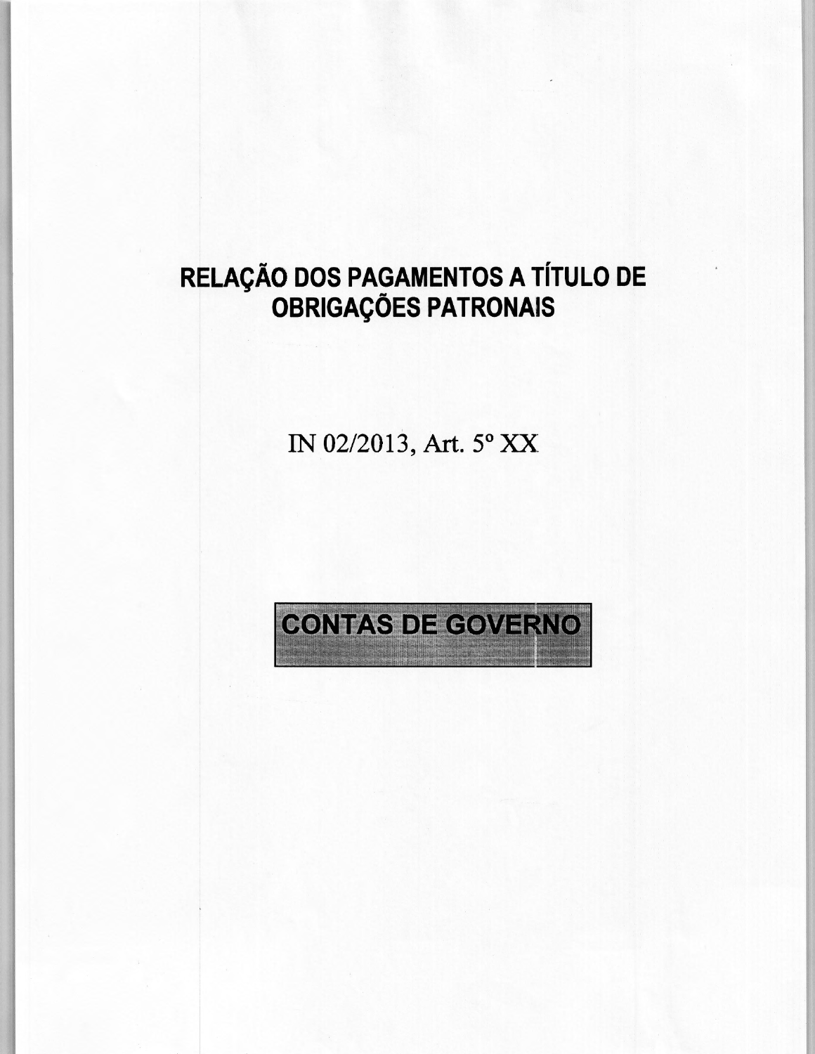# RELAÇÃO DOS PAGAMENTOS A TÍTULO DE OBRIGAÇÕES PATRONAIS

IN 02/2013, Art. 5º XX

**CONTAS DE GOVERNO**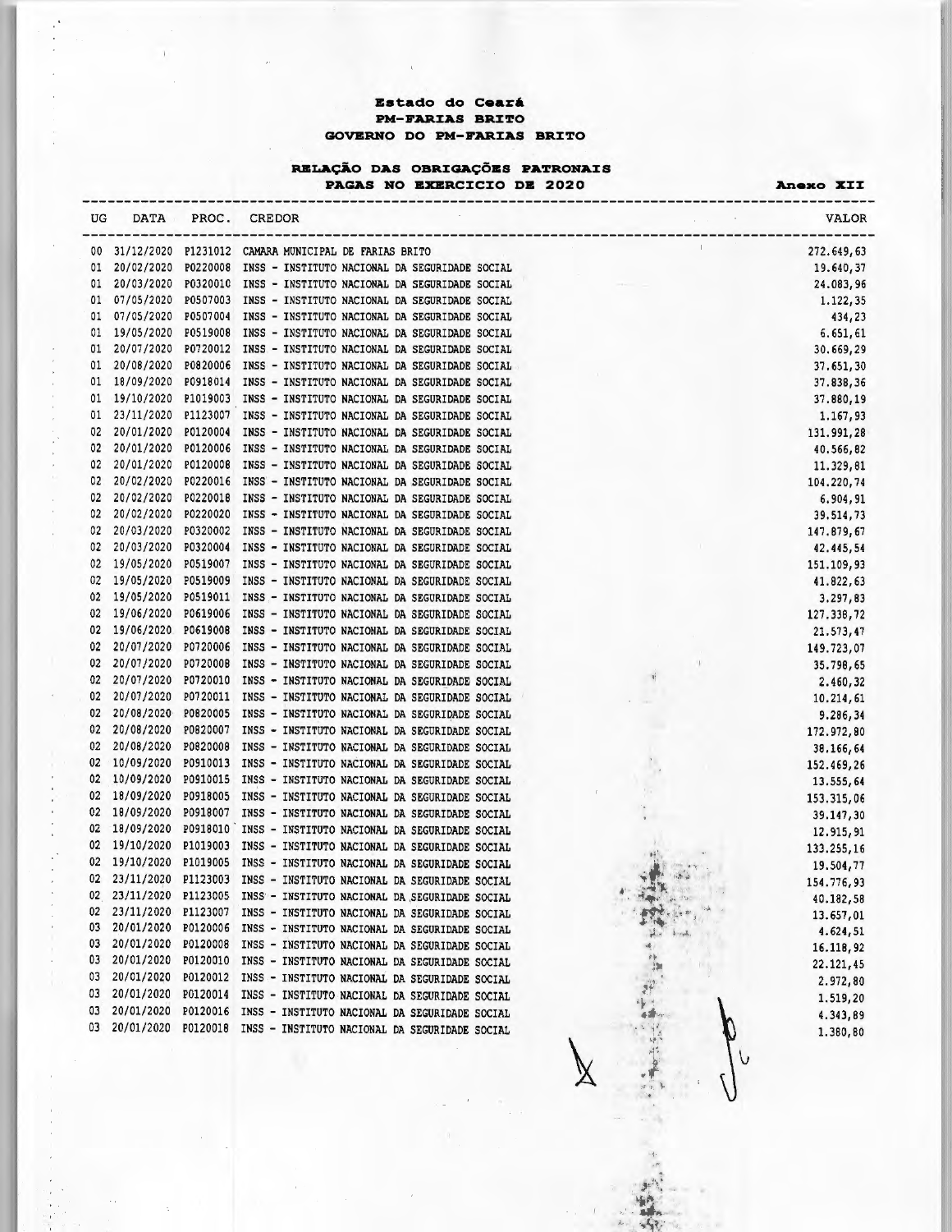**Estado do Ceará**
**PM-FARIAS BRITO**
**GOVERNO DO PM-FARIAS BRITO**

**RELAÇÃO DAS OBRIGAÇÕES PATRONAIS**
**PAGAS NO EXERCICIO DE 2020** **Anexo XII**

| UG | DATA | PROC. | CREDOR | VALOR |
|---|---|---|---|---|
| 00 | 31/12/2020 | P1231012 | CAMARA MUNICIPAL DE FARIAS BRITO | 272.649,63 |
| 01 | 20/02/2020 | P0220008 | INSS - INSTITUTO NACIONAL DA SEGURIDADE SOCIAL | 19.640,37 |
| 01 | 20/03/2020 | P0320010 | INSS - INSTITUTO NACIONAL DA SEGURIDADE SOCIAL | 24.083,96 |
| 01 | 07/05/2020 | P0507003 | INSS - INSTITUTO NACIONAL DA SEGURIDADE SOCIAL | 1.122,35 |
| 01 | 07/05/2020 | P0507004 | INSS - INSTITUTO NACIONAL DA SEGURIDADE SOCIAL | 434,23 |
| 01 | 19/05/2020 | P0519008 | INSS - INSTITUTO NACIONAL DA SEGURIDADE SOCIAL | 6.651,61 |
| 01 | 20/07/2020 | P0720012 | INSS - INSTITUTO NACIONAL DA SEGURIDADE SOCIAL | 30.669,29 |
| 01 | 20/08/2020 | P0820006 | INSS - INSTITUTO NACIONAL DA SEGURIDADE SOCIAL | 37.651,30 |
| 01 | 18/09/2020 | P0918014 | INSS - INSTITUTO NACIONAL DA SEGURIDADE SOCIAL | 37.838,36 |
| 01 | 19/10/2020 | P1019003 | INSS - INSTITUTO NACIONAL DA SEGURIDADE SOCIAL | 37.880,19 |
| 01 | 23/11/2020 | P1123007 | INSS - INSTITUTO NACIONAL DA SEGURIDADE SOCIAL | 1.167,93 |
| 02 | 20/01/2020 | P0120004 | INSS - INSTITUTO NACIONAL DA SEGURIDADE SOCIAL | 131.991,28 |
| 02 | 20/01/2020 | P0120006 | INSS - INSTITUTO NACIONAL DA SEGURIDADE SOCIAL | 40.566,82 |
| 02 | 20/01/2020 | P0120008 | INSS - INSTITUTO NACIONAL DA SEGURIDADE SOCIAL | 11.329,81 |
| 02 | 20/02/2020 | P0220016 | INSS - INSTITUTO NACIONAL DA SEGURIDADE SOCIAL | 104.220,74 |
| 02 | 20/02/2020 | P0220018 | INSS - INSTITUTO NACIONAL DA SEGURIDADE SOCIAL | 6.904,91 |
| 02 | 20/02/2020 | P0220020 | INSS - INSTITUTO NACIONAL DA SEGURIDADE SOCIAL | 39.514,73 |
| 02 | 20/03/2020 | P0320002 | INSS - INSTITUTO NACIONAL DA SEGURIDADE SOCIAL | 147.879,67 |
| 02 | 20/03/2020 | P0320004 | INSS - INSTITUTO NACIONAL DA SEGURIDADE SOCIAL | 42.445,54 |
| 02 | 19/05/2020 | P0519007 | INSS - INSTITUTO NACIONAL DA SEGURIDADE SOCIAL | 151.109,93 |
| 02 | 19/05/2020 | P0519009 | INSS - INSTITUTO NACIONAL DA SEGURIDADE SOCIAL | 41.822,63 |
| 02 | 19/05/2020 | P0519011 | INSS - INSTITUTO NACIONAL DA SEGURIDADE SOCIAL | 3.297,83 |
| 02 | 19/06/2020 | P0619006 | INSS - INSTITUTO NACIONAL DA SEGURIDADE SOCIAL | 127.338,72 |
| 02 | 19/06/2020 | P0619008 | INSS - INSTITUTO NACIONAL DA SEGURIDADE SOCIAL | 21.573,47 |
| 02 | 20/07/2020 | P0720006 | INSS - INSTITUTO NACIONAL DA SEGURIDADE SOCIAL | 149.723,07 |
| 02 | 20/07/2020 | P0720008 | INSS - INSTITUTO NACIONAL DA SEGURIDADE SOCIAL | 35.798,65 |
| 02 | 20/07/2020 | P0720010 | INSS - INSTITUTO NACIONAL DA SEGURIDADE SOCIAL | 2.460,32 |
| 02 | 20/07/2020 | P0720011 | INSS - INSTITUTO NACIONAL DA SEGURIDADE SOCIAL | 10.214,61 |
| 02 | 20/08/2020 | P0820005 | INSS - INSTITUTO NACIONAL DA SEGURIDADE SOCIAL | 9.286,34 |
| 02 | 20/08/2020 | P0820007 | INSS - INSTITUTO NACIONAL DA SEGURIDADE SOCIAL | 172.972,80 |
| 02 | 20/08/2020 | P0820008 | INSS - INSTITUTO NACIONAL DA SEGURIDADE SOCIAL | 38.166,64 |
| 02 | 10/09/2020 | P0910013 | INSS - INSTITUTO NACIONAL DA SEGURIDADE SOCIAL | 152.469,26 |
| 02 | 10/09/2020 | P0910015 | INSS - INSTITUTO NACIONAL DA SEGURIDADE SOCIAL | 13.555,64 |
| 02 | 18/09/2020 | P0918005 | INSS - INSTITUTO NACIONAL DA SEGURIDADE SOCIAL | 153.315,06 |
| 02 | 18/09/2020 | P0918007 | INSS - INSTITUTO NACIONAL DA SEGURIDADE SOCIAL | 39.147,30 |
| 02 | 18/09/2020 | P0918010 | INSS - INSTITUTO NACIONAL DA SEGURIDADE SOCIAL | 12.915,91 |
| 02 | 19/10/2020 | P1019003 | INSS - INSTITUTO NACIONAL DA SEGURIDADE SOCIAL | 133.255,16 |
| 02 | 19/10/2020 | P1019005 | INSS - INSTITUTO NACIONAL DA SEGURIDADE SOCIAL | 19.504,77 |
| 02 | 23/11/2020 | P1123003 | INSS - INSTITUTO NACIONAL DA SEGURIDADE SOCIAL | 154.776,93 |
| 02 | 23/11/2020 | P1123005 | INSS - INSTITUTO NACIONAL DA SEGURIDADE SOCIAL | 40.182,58 |
| 02 | 23/11/2020 | P1123007 | INSS - INSTITUTO NACIONAL DA SEGURIDADE SOCIAL | 13.657,01 |
| 03 | 20/01/2020 | P0120006 | INSS - INSTITUTO NACIONAL DA SEGURIDADE SOCIAL | 4.624,51 |
| 03 | 20/01/2020 | P0120008 | INSS - INSTITUTO NACIONAL DA SEGURIDADE SOCIAL | 16.118,92 |
| 03 | 20/01/2020 | P0120010 | INSS - INSTITUTO NACIONAL DA SEGURIDADE SOCIAL | 22.121,45 |
| 03 | 20/01/2020 | P0120012 | INSS - INSTITUTO NACIONAL DA SEGURIDADE SOCIAL | 2.972,80 |
| 03 | 20/01/2020 | P0120014 | INSS - INSTITUTO NACIONAL DA SEGURIDADE SOCIAL | 1.519,20 |
| 03 | 20/01/2020 | P0120016 | INSS - INSTITUTO NACIONAL DA SEGURIDADE SOCIAL | 4.343,89 |
| 03 | 20/01/2020 | P0120018 | INSS - INSTITUTO NACIONAL DA SEGURIDADE SOCIAL | 1.380,80 |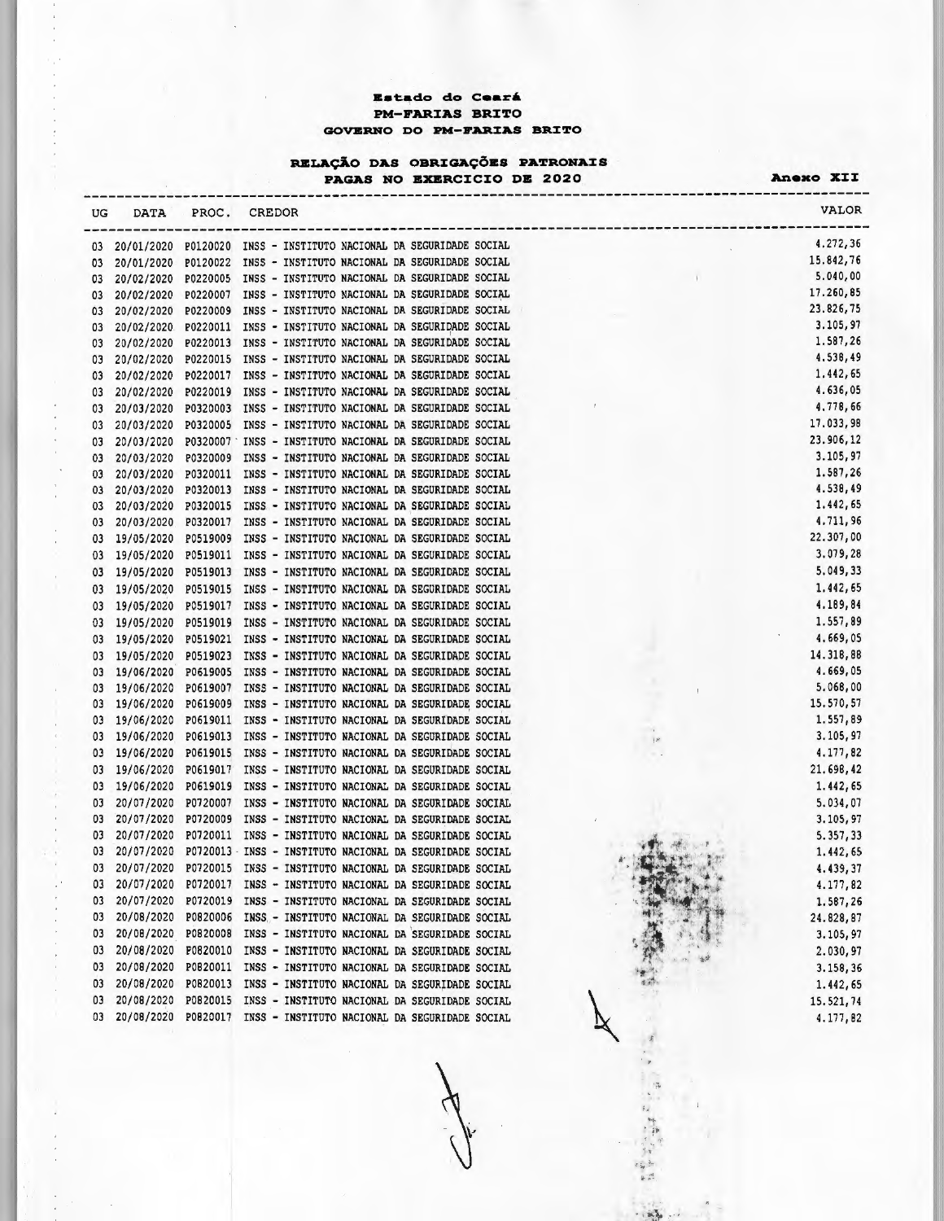**Estado do Ceará**
**PM-FARIAS BRITO**
**GOVERNO DO PM-FARIAS BRITO**

**RELAÇÃO DAS OBRIGAÇÕES PATRONAIS**
**PAGAS NO EXERCICIO DE 2020** **Anexo XII**

| UG | DATA | PROC. | CREDOR | VALOR |
|---|---|---|---|---|
| 03 | 20/01/2020 | P0120020 | INSS - INSTITUTO NACIONAL DA SEGURIDADE SOCIAL | 4.272,36 |
| 03 | 20/01/2020 | P0120022 | INSS - INSTITUTO NACIONAL DA SEGURIDADE SOCIAL | 15.842,76 |
| 03 | 20/02/2020 | P0220005 | INSS - INSTITUTO NACIONAL DA SEGURIDADE SOCIAL | 5.040,00 |
| 03 | 20/02/2020 | P0220007 | INSS - INSTITUTO NACIONAL DA SEGURIDADE SOCIAL | 17.260,85 |
| 03 | 20/02/2020 | P0220009 | INSS - INSTITUTO NACIONAL DA SEGURIDADE SOCIAL | 23.826,75 |
| 03 | 20/02/2020 | P0220011 | INSS - INSTITUTO NACIONAL DA SEGURIDADE SOCIAL | 3.105,97 |
| 03 | 20/02/2020 | P0220013 | INSS - INSTITUTO NACIONAL DA SEGURIDADE SOCIAL | 1.587,26 |
| 03 | 20/02/2020 | P0220015 | INSS - INSTITUTO NACIONAL DA SEGURIDADE SOCIAL | 4.538,49 |
| 03 | 20/02/2020 | P0220017 | INSS - INSTITUTO NACIONAL DA SEGURIDADE SOCIAL | 1.442,65 |
| 03 | 20/02/2020 | P0220019 | INSS - INSTITUTO NACIONAL DA SEGURIDADE SOCIAL | 4.636,05 |
| 03 | 20/03/2020 | P0320003 | INSS - INSTITUTO NACIONAL DA SEGURIDADE SOCIAL | 4.778,66 |
| 03 | 20/03/2020 | P0320005 | INSS - INSTITUTO NACIONAL DA SEGURIDADE SOCIAL | 17.033,98 |
| 03 | 20/03/2020 | P0320007 | INSS - INSTITUTO NACIONAL DA SEGURIDADE SOCIAL | 23.906,12 |
| 03 | 20/03/2020 | P0320009 | INSS - INSTITUTO NACIONAL DA SEGURIDADE SOCIAL | 3.105,97 |
| 03 | 20/03/2020 | P0320011 | INSS - INSTITUTO NACIONAL DA SEGURIDADE SOCIAL | 1.587,26 |
| 03 | 20/03/2020 | P0320013 | INSS - INSTITUTO NACIONAL DA SEGURIDADE SOCIAL | 4.538,49 |
| 03 | 20/03/2020 | P0320015 | INSS - INSTITUTO NACIONAL DA SEGURIDADE SOCIAL | 1.442,65 |
| 03 | 20/03/2020 | P0320017 | INSS - INSTITUTO NACIONAL DA SEGURIDADE SOCIAL | 4.711,96 |
| 03 | 19/05/2020 | P0519009 | INSS - INSTITUTO NACIONAL DA SEGURIDADE SOCIAL | 22.307,00 |
| 03 | 19/05/2020 | P0519011 | INSS - INSTITUTO NACIONAL DA SEGURIDADE SOCIAL | 3.079,28 |
| 03 | 19/05/2020 | P0519013 | INSS - INSTITUTO NACIONAL DA SEGURIDADE SOCIAL | 5.049,33 |
| 03 | 19/05/2020 | P0519015 | INSS - INSTITUTO NACIONAL DA SEGURIDADE SOCIAL | 1.442,65 |
| 03 | 19/05/2020 | P0519017 | INSS - INSTITUTO NACIONAL DA SEGURIDADE SOCIAL | 4.189,84 |
| 03 | 19/05/2020 | P0519019 | INSS - INSTITUTO NACIONAL DA SEGURIDADE SOCIAL | 1.557,89 |
| 03 | 19/05/2020 | P0519021 | INSS - INSTITUTO NACIONAL DA SEGURIDADE SOCIAL | 4.669,05 |
| 03 | 19/05/2020 | P0519023 | INSS - INSTITUTO NACIONAL DA SEGURIDADE SOCIAL | 14.318,88 |
| 03 | 19/06/2020 | P0619005 | INSS - INSTITUTO NACIONAL DA SEGURIDADE SOCIAL | 4.669,05 |
| 03 | 19/06/2020 | P0619007 | INSS - INSTITUTO NACIONAL DA SEGURIDADE SOCIAL | 5.068,00 |
| 03 | 19/06/2020 | P0619009 | INSS - INSTITUTO NACIONAL DA SEGURIDADE SOCIAL | 15.570,57 |
| 03 | 19/06/2020 | P0619011 | INSS - INSTITUTO NACIONAL DA SEGURIDADE SOCIAL | 1.557,89 |
| 03 | 19/06/2020 | P0619013 | INSS - INSTITUTO NACIONAL DA SEGURIDADE SOCIAL | 3.105,97 |
| 03 | 19/06/2020 | P0619015 | INSS - INSTITUTO NACIONAL DA SEGURIDADE SOCIAL | 4.177,82 |
| 03 | 19/06/2020 | P0619017 | INSS - INSTITUTO NACIONAL DA SEGURIDADE SOCIAL | 21.698,42 |
| 03 | 19/06/2020 | P0619019 | INSS - INSTITUTO NACIONAL DA SEGURIDADE SOCIAL | 1.442,65 |
| 03 | 20/07/2020 | P0720007 | INSS - INSTITUTO NACIONAL DA SEGURIDADE SOCIAL | 5.034,07 |
| 03 | 20/07/2020 | P0720009 | INSS - INSTITUTO NACIONAL DA SEGURIDADE SOCIAL | 3.105,97 |
| 03 | 20/07/2020 | P0720011 | INSS - INSTITUTO NACIONAL DA SEGURIDADE SOCIAL | 5.357,33 |
| 03 | 20/07/2020 | P0720013 | INSS - INSTITUTO NACIONAL DA SEGURIDADE SOCIAL | 1.442,65 |
| 03 | 20/07/2020 | P0720015 | INSS - INSTITUTO NACIONAL DA SEGURIDADE SOCIAL | 4.439,37 |
| 03 | 20/07/2020 | P0720017 | INSS - INSTITUTO NACIONAL DA SEGURIDADE SOCIAL | 4.177,82 |
| 03 | 20/07/2020 | P0720019 | INSS - INSTITUTO NACIONAL DA SEGURIDADE SOCIAL | 1.587,26 |
| 03 | 20/08/2020 | P0820006 | INSS - INSTITUTO NACIONAL DA SEGURIDADE SOCIAL | 24.828,87 |
| 03 | 20/08/2020 | P0820008 | INSS - INSTITUTO NACIONAL DA SEGURIDADE SOCIAL | 3.105,97 |
| 03 | 20/08/2020 | P0820010 | INSS - INSTITUTO NACIONAL DA SEGURIDADE SOCIAL | 2.030,97 |
| 03 | 20/08/2020 | P0820011 | INSS - INSTITUTO NACIONAL DA SEGURIDADE SOCIAL | 3.158,36 |
| 03 | 20/08/2020 | P0820013 | INSS - INSTITUTO NACIONAL DA SEGURIDADE SOCIAL | 1.442,65 |
| 03 | 20/08/2020 | P0820015 | INSS - INSTITUTO NACIONAL DA SEGURIDADE SOCIAL | 15.521,74 |
| 03 | 20/08/2020 | P0820017 | INSS - INSTITUTO NACIONAL DA SEGURIDADE SOCIAL | 4.177,82 |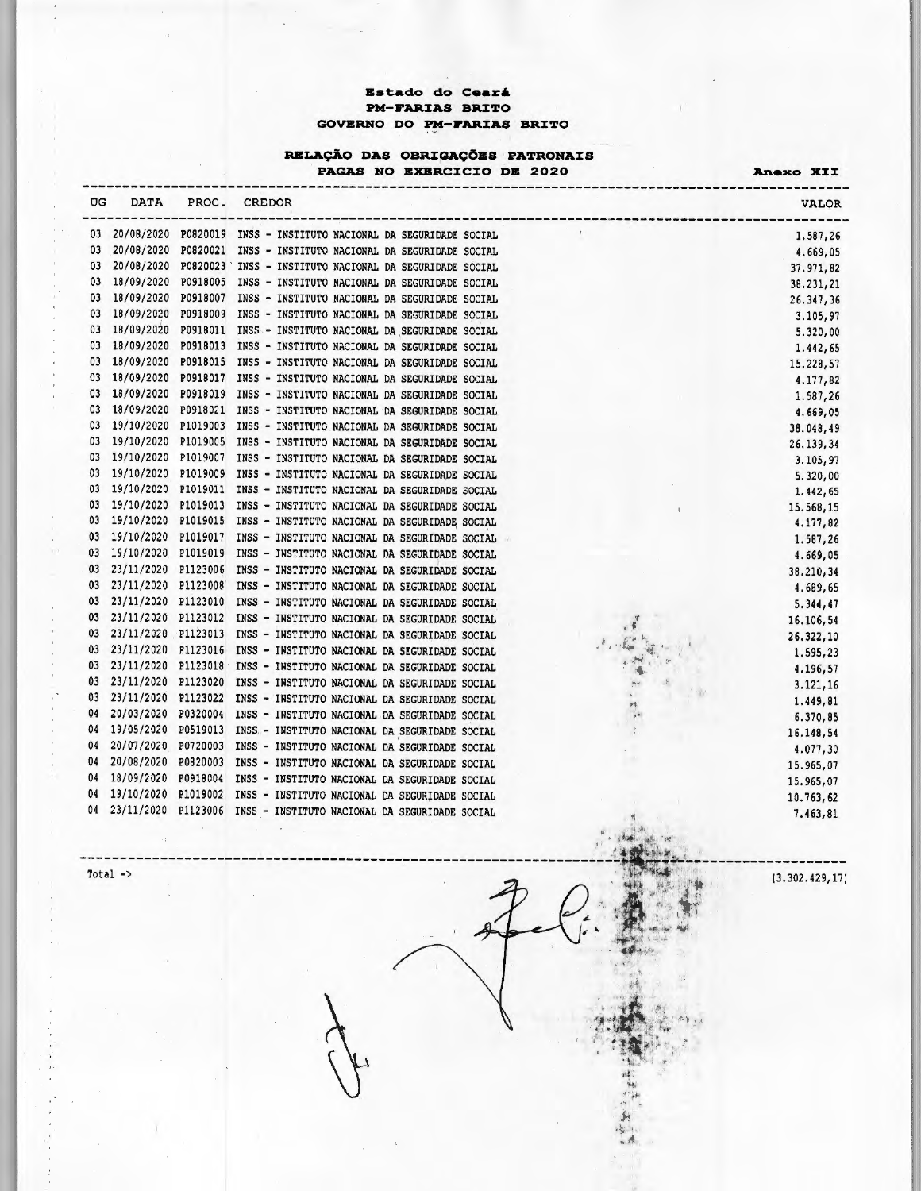**Estado do Ceará**
**PM-FARIAS BRITO**
**GOVERNO DO PM-FARIAS BRITO**

## RELAÇÃO DAS OBRIGAÇÕES PATRONAIS PAGAS NO EXERCICIO DE 2020

**Anexo XII**

| UG | DATA | PROC. | CREDOR | VALOR |
|---|---|---|---|---|
| 03 | 20/08/2020 | P0820019 | INSS - INSTITUTO NACIONAL DA SEGURIDADE SOCIAL | 1.587,26 |
| 03 | 20/08/2020 | P0820021 | INSS - INSTITUTO NACIONAL DA SEGURIDADE SOCIAL | 4.669,05 |
| 03 | 20/08/2020 | P0820023 | INSS - INSTITUTO NACIONAL DA SEGURIDADE SOCIAL | 37.971,82 |
| 03 | 18/09/2020 | P0918005 | INSS - INSTITUTO NACIONAL DA SEGURIDADE SOCIAL | 38.231,21 |
| 03 | 18/09/2020 | P0918007 | INSS - INSTITUTO NACIONAL DA SEGURIDADE SOCIAL | 26.347,36 |
| 03 | 18/09/2020 | P0918009 | INSS - INSTITUTO NACIONAL DA SEGURIDADE SOCIAL | 3.105,97 |
| 03 | 18/09/2020 | P0918011 | INSS - INSTITUTO NACIONAL DA SEGURIDADE SOCIAL | 5.320,00 |
| 03 | 18/09/2020 | P0918013 | INSS - INSTITUTO NACIONAL DA SEGURIDADE SOCIAL | 1.442,65 |
| 03 | 18/09/2020 | P0918015 | INSS - INSTITUTO NACIONAL DA SEGURIDADE SOCIAL | 15.228,57 |
| 03 | 18/09/2020 | P0918017 | INSS - INSTITUTO NACIONAL DA SEGURIDADE SOCIAL | 4.177,82 |
| 03 | 18/09/2020 | P0918019 | INSS - INSTITUTO NACIONAL DA SEGURIDADE SOCIAL | 1.587,26 |
| 03 | 18/09/2020 | P0918021 | INSS - INSTITUTO NACIONAL DA SEGURIDADE SOCIAL | 4.669,05 |
| 03 | 19/10/2020 | P1019003 | INSS - INSTITUTO NACIONAL DA SEGURIDADE SOCIAL | 38.048,49 |
| 03 | 19/10/2020 | P1019005 | INSS - INSTITUTO NACIONAL DA SEGURIDADE SOCIAL | 26.139,34 |
| 03 | 19/10/2020 | P1019007 | INSS - INSTITUTO NACIONAL DA SEGURIDADE SOCIAL | 3.105,97 |
| 03 | 19/10/2020 | P1019009 | INSS - INSTITUTO NACIONAL DA SEGURIDADE SOCIAL | 5.320,00 |
| 03 | 19/10/2020 | P1019011 | INSS - INSTITUTO NACIONAL DA SEGURIDADE SOCIAL | 1.442,65 |
| 03 | 19/10/2020 | P1019013 | INSS - INSTITUTO NACIONAL DA SEGURIDADE SOCIAL | 15.568,15 |
| 03 | 19/10/2020 | P1019015 | INSS - INSTITUTO NACIONAL DA SEGURIDADE SOCIAL | 4.177,82 |
| 03 | 19/10/2020 | P1019017 | INSS - INSTITUTO NACIONAL DA SEGURIDADE SOCIAL | 1.587,26 |
| 03 | 19/10/2020 | P1019019 | INSS - INSTITUTO NACIONAL DA SEGURIDADE SOCIAL | 4.669,05 |
| 03 | 23/11/2020 | P1123006 | INSS - INSTITUTO NACIONAL DA SEGURIDADE SOCIAL | 38.210,34 |
| 03 | 23/11/2020 | P1123008 | INSS - INSTITUTO NACIONAL DA SEGURIDADE SOCIAL | 4.689,65 |
| 03 | 23/11/2020 | P1123010 | INSS - INSTITUTO NACIONAL DA SEGURIDADE SOCIAL | 5.344,47 |
| 03 | 23/11/2020 | P1123012 | INSS - INSTITUTO NACIONAL DA SEGURIDADE SOCIAL | 16.106,54 |
| 03 | 23/11/2020 | P1123013 | INSS - INSTITUTO NACIONAL DA SEGURIDADE SOCIAL | 26.322,10 |
| 03 | 23/11/2020 | P1123016 | INSS - INSTITUTO NACIONAL DA SEGURIDADE SOCIAL | 1.595,23 |
| 03 | 23/11/2020 | P1123018 | INSS - INSTITUTO NACIONAL DA SEGURIDADE SOCIAL | 4.196,57 |
| 03 | 23/11/2020 | P1123020 | INSS - INSTITUTO NACIONAL DA SEGURIDADE SOCIAL | 3.121,16 |
| 03 | 23/11/2020 | P1123022 | INSS - INSTITUTO NACIONAL DA SEGURIDADE SOCIAL | 1.449,81 |
| 04 | 20/03/2020 | P0320004 | INSS - INSTITUTO NACIONAL DA SEGURIDADE SOCIAL | 6.370,85 |
| 04 | 19/05/2020 | P0519013 | INSS - INSTITUTO NACIONAL DA SEGURIDADE SOCIAL | 16.148,54 |
| 04 | 20/07/2020 | P0720003 | INSS - INSTITUTO NACIONAL DA SEGURIDADE SOCIAL | 4.077,30 |
| 04 | 20/08/2020 | P0820003 | INSS - INSTITUTO NACIONAL DA SEGURIDADE SOCIAL | 15.965,07 |
| 04 | 18/09/2020 | P0918004 | INSS - INSTITUTO NACIONAL DA SEGURIDADE SOCIAL | 15.965,07 |
| 04 | 19/10/2020 | P1019002 | INSS - INSTITUTO NACIONAL DA SEGURIDADE SOCIAL | 10.763,62 |
| 04 | 23/11/2020 | P1123006 | INSS - INSTITUTO NACIONAL DA SEGURIDADE SOCIAL | 7.463,81 |
| Total -> | | | | (3.302.429,17) |